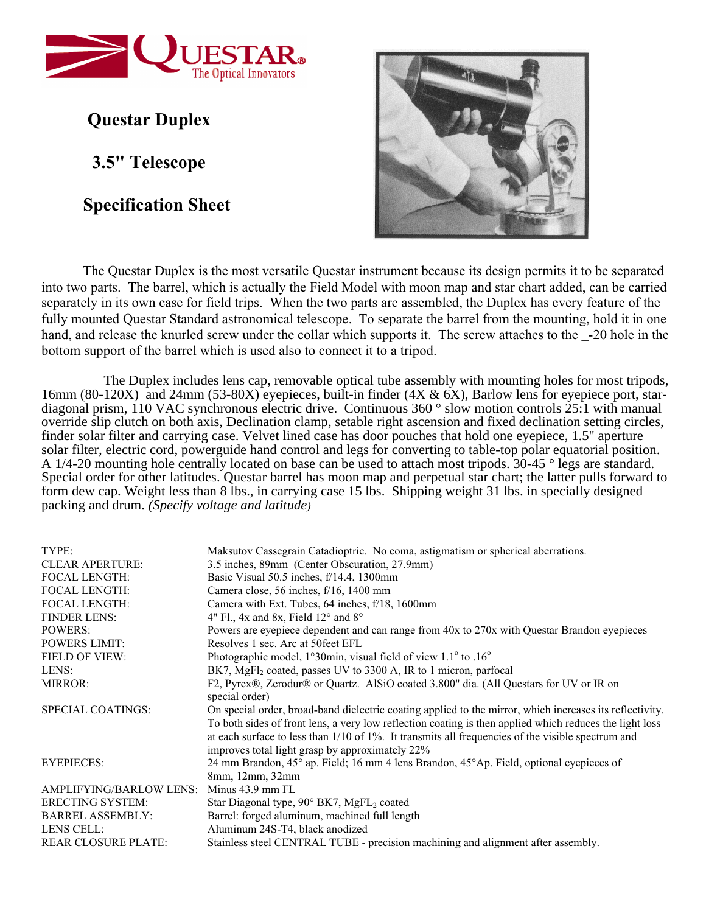# Questar Duplex

## 3.5" Telescope

## Specification Sheet

The Questar Duplex is the most versatile Questar instrument because its design permits it to be separated into two parts. The barrel, which is actually the Field Model with moon map and star chart added, can be carried separately in its own case for field trips. When the two parts are assembled, the Duplex has every feature of the fully mounted Questar Standard astronomical telescope. To separate the barrel from the mounting, hold it in one hand, and release the knurled screw under the collar which supports it. The screw attaches to the _-20 hole in the bottom support of the barrel which is used also to connect it to a tripod.

The Duplex includes lens cap, removable optical tube assembly with mounting holes for most tripods, 16mm (80-120X) and 24mm (53-80X) eyepieces, built-in finder (4X & 6X), Barlow lens for eyepiece port, star-diagonal prism, 110 VAC synchronous electric drive. Continuous 360 ° slow motion controls 25:1 with manual override slip clutch on both axis, Declination clamp, setable right ascension and fixed declination setting circles, finder solar filter and carrying case. Velvet lined case has door pouches that hold one eyepiece, 1.5" aperture solar filter, electric cord, powerguide hand control and legs for converting to table-top polar equatorial position. A 1/4-20 mounting hole centrally located on base can be used to attach most tripods. 30-45 ° legs are standard. Special order for other latitudes. Questar barrel has moon map and perpetual star chart; the latter pulls forward to form dew cap. Weight less than 8 lbs., in carrying case 15 lbs. Shipping weight 31 lbs. in specially designed packing and drum. *(Specify voltage and latitude)*

| | |
|---|---|
| TYPE: | Maksutov Cassegrain Catadioptric. No coma, astigmatism or spherical aberrations. |
| CLEAR APERTURE: | 3.5 inches, 89mm (Center Obscuration, 27.9mm) |
| FOCAL LENGTH: | Basic Visual 50.5 inches, f/14.4, 1300mm |
| FOCAL LENGTH: | Camera close, 56 inches, f/16, 1400 mm |
| FOCAL LENGTH: | Camera with Ext. Tubes, 64 inches, f/18, 1600mm |
| FINDER LENS: | 4" Fl., 4x and 8x, Field 12° and 8° |
| POWERS: | Powers are eyepiece dependent and can range from 40x to 270x with Questar Brandon eyepieces |
| POWERS LIMIT: | Resolves 1 sec. Arc at 50feet EFL |
| FIELD OF VIEW: | Photographic model, 1°30min, visual field of view 1.1° to .16° |
| LENS: | BK7, $MgFl_2$ coated, passes UV to 3300 A, IR to 1 micron, parfocal |
| MIRROR: | F2, Pyrex®, Zerodur® or Quartz. AlSiO coated 3.800" dia. (All Questars for UV or IR on special order) |
| SPECIAL COATINGS: | On special order, broad-band dielectric coating applied to the mirror, which increases its reflectivity. To both sides of front lens, a very low reflection coating is then applied which reduces the light loss at each surface to less than 1/10 of 1%. It transmits all frequencies of the visible spectrum and improves total light grasp by approximately 22% |
| EYEPIECES: | 24 mm Brandon, 45° ap. Field; 16 mm 4 lens Brandon, 45°Ap. Field, optional eyepieces of 8mm, 12mm, 32mm |
| AMPLIFYING/BARLOW LENS: | Minus 43.9 mm FL |
| ERECTING SYSTEM: | Star Diagonal type, 90° BK7, $MgFL_2$ coated |
| BARREL ASSEMBLY: | Barrel: forged aluminum, machined full length |
| LENS CELL: | Aluminum 24S-T4, black anodized |
| REAR CLOSURE PLATE: | Stainless steel CENTRAL TUBE - precision machining and alignment after assembly. |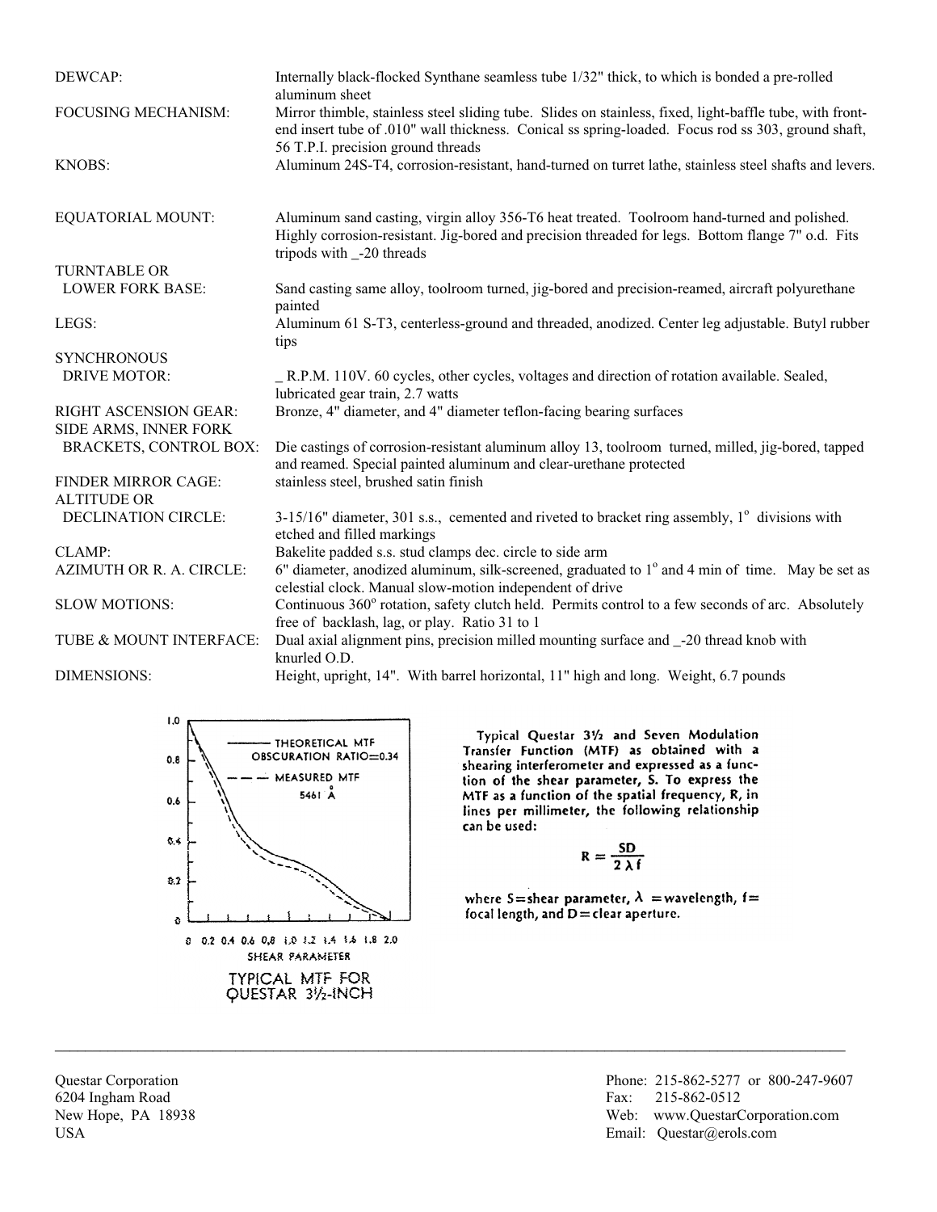| | |
|---|---|
| DEWCAP: | Internally black-flocked Synthane seamless tube 1/32" thick, to which is bonded a pre-rolled aluminum sheet |
| FOCUSING MECHANISM: | Mirror thimble, stainless steel sliding tube. Slides on stainless, fixed, light-baffle tube, with front-end insert tube of .010" wall thickness. Conical ss spring-loaded. Focus rod ss 303, ground shaft, 56 T.P.I. precision ground threads |
| KNOBS: | Aluminum 24S-T4, corrosion-resistant, hand-turned on turret lathe, stainless steel shafts and levers. |
| EQUATORIAL MOUNT: | Aluminum sand casting, virgin alloy 356-T6 heat treated. Toolroom hand-turned and polished. Highly corrosion-resistant. Jig-bored and precision threaded for legs. Bottom flange 7" o.d. Fits tripods with _-20 threads |
| TURNTABLE OR LOWER FORK BASE: | Sand casting same alloy, toolroom turned, jig-bored and precision-reamed, aircraft polyurethane painted |
| LEGS: | Aluminum 61 S-T3, centerless-ground and threaded, anodized. Center leg adjustable. Butyl rubber tips |
| SYNCHRONOUS DRIVE MOTOR: | _ R.P.M. 110V. 60 cycles, other cycles, voltages and direction of rotation available. Sealed, lubricated gear train, 2.7 watts |
| RIGHT ASCENSION GEAR: | Bronze, 4" diameter, and 4" diameter teflon-facing bearing surfaces |
| SIDE ARMS, INNER FORK BRACKETS, CONTROL BOX: | Die castings of corrosion-resistant aluminum alloy 13, toolroom turned, milled, jig-bored, tapped and reamed. Special painted aluminum and clear-urethane protected |
| FINDER MIRROR CAGE: | stainless steel, brushed satin finish |
| ALTITUDE OR DECLINATION CIRCLE: | 3-15/16" diameter, 301 s.s., cemented and riveted to bracket ring assembly, 1° divisions with etched and filled markings |
| CLAMP: | Bakelite padded s.s. stud clamps dec. circle to side arm |
| AZIMUTH OR R. A. CIRCLE: | 6" diameter, anodized aluminum, silk-screened, graduated to 1° and 4 min of time. May be set as celestial clock. Manual slow-motion independent of drive |
| SLOW MOTIONS: | Continuous 360° rotation, safety clutch held. Permits control to a few seconds of arc. Absolutely free of backlash, lag, or play. Ratio 31 to 1 |
| TUBE & MOUNT INTERFACE: | Dual axial alignment pins, precision milled mounting surface and _-20 thread knob with knurled O.D. |
| DIMENSIONS: | Height, upright, 14". With barrel horizontal, 11" high and long. Weight, 6.7 pounds |

1.0
0.8
0.6
0.4
0.2
0

THEORETICAL MTF
OBSCURATION RATIO=0.34
MEASURED MTF
5461 Å

0 0.2 0.4 0.6 0.8 1.0 1.2 1.4 1.6 1.8 2.0
SHEAR PARAMETER

TYPICAL MTF FOR QUESTAR 3½-INCH

Typical Questar 3½ and Seven Modulation Transfer Function (MTF) as obtained with a shearing interferometer and expressed as a function of the shear parameter, S. To express the MTF as a function of the spatial frequency, R, in lines per millimeter, the following relationship can be used:

$$R = \frac{SD}{2\lambda f}$$

where S = shear parameter, $\lambda$ = wavelength, f = focal length, and D = clear aperture.

Questar Corporation
6204 Ingham Road
New Hope, PA 18938
USA

Phone: 215-862-5277 or 800-247-9607
Fax: 215-862-0512
Web: www.QuestarCorporation.com
Email: Questar@erols.com